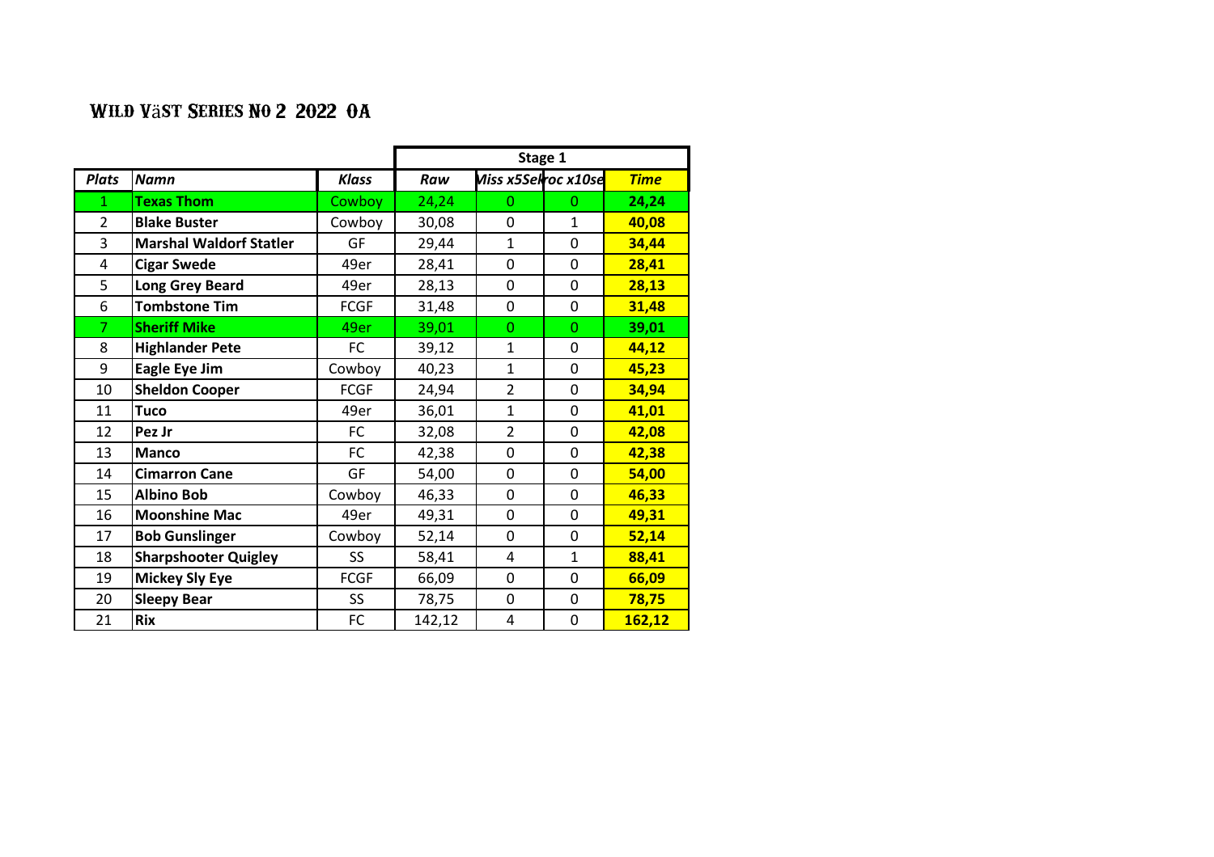# Wild Väst Series No 2 2022 OA

| Plats | Namn | Klass | Stage 1 | | | |
|---|---|---|---|---|---|---|
| | | | Raw | Miss x5Sek | Proc x10sek | Time |
| 1 | **Texas Thom** | Cowboy | 24,24 | 0 | 0 | **24,24** |
| 2 | **Blake Buster** | Cowboy | 30,08 | 0 | 1 | **40,08** |
| 3 | **Marshal Waldorf Statler** | GF | 29,44 | 1 | 0 | **34,44** |
| 4 | **Cigar Swede** | 49er | 28,41 | 0 | 0 | **28,41** |
| 5 | **Long Grey Beard** | 49er | 28,13 | 0 | 0 | **28,13** |
| 6 | **Tombstone Tim** | FCGF | 31,48 | 0 | 0 | **31,48** |
| 7 | **Sheriff Mike** | 49er | 39,01 | 0 | 0 | **39,01** |
| 8 | **Highlander Pete** | FC | 39,12 | 1 | 0 | **44,12** |
| 9 | **Eagle Eye Jim** | Cowboy | 40,23 | 1 | 0 | **45,23** |
| 10 | **Sheldon Cooper** | FCGF | 24,94 | 2 | 0 | **34,94** |
| 11 | **Tuco** | 49er | 36,01 | 1 | 0 | **41,01** |
| 12 | **Pez Jr** | FC | 32,08 | 2 | 0 | **42,08** |
| 13 | **Manco** | FC | 42,38 | 0 | 0 | **42,38** |
| 14 | **Cimarron Cane** | GF | 54,00 | 0 | 0 | **54,00** |
| 15 | **Albino Bob** | Cowboy | 46,33 | 0 | 0 | **46,33** |
| 16 | **Moonshine Mac** | 49er | 49,31 | 0 | 0 | **49,31** |
| 17 | **Bob Gunslinger** | Cowboy | 52,14 | 0 | 0 | **52,14** |
| 18 | **Sharpshooter Quigley** | SS | 58,41 | 4 | 1 | **88,41** |
| 19 | **Mickey Sly Eye** | FCGF | 66,09 | 0 | 0 | **66,09** |
| 20 | **Sleepy Bear** | SS | 78,75 | 0 | 0 | **78,75** |
| 21 | **Rix** | FC | 142,12 | 4 | 0 | **162,12** |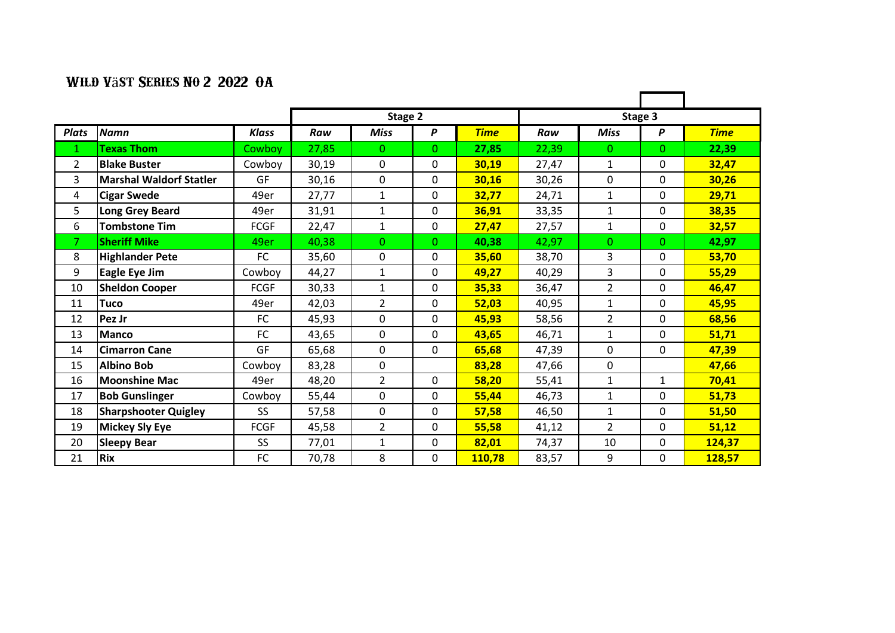# Wild Väst Series No 2 2022 OA

| | | | Stage 2 | | | | Stage 3 | | | |
|---|---|---|---|---|---|---|---|---|---|---|
| ***Plats*** | ***Namn*** | ***Klass*** | ***Raw*** | ***Miss*** | ***P*** | ***Time*** | ***Raw*** | ***Miss*** | ***P*** | ***Time*** |
| 1 | **Texas Thom** | Cowboy | 27,85 | 0 | 0 | **27,85** | 22,39 | 0 | 0 | **22,39** |
| 2 | **Blake Buster** | Cowboy | 30,19 | 0 | 0 | **30,19** | 27,47 | 1 | 0 | **32,47** |
| 3 | **Marshal Waldorf Statler** | GF | 30,16 | 0 | 0 | **30,16** | 30,26 | 0 | 0 | **30,26** |
| 4 | **Cigar Swede** | 49er | 27,77 | 1 | 0 | **32,77** | 24,71 | 1 | 0 | **29,71** |
| 5 | **Long Grey Beard** | 49er | 31,91 | 1 | 0 | **36,91** | 33,35 | 1 | 0 | **38,35** |
| 6 | **Tombstone Tim** | FCGF | 22,47 | 1 | 0 | **27,47** | 27,57 | 1 | 0 | **32,57** |
| 7 | **Sheriff Mike** | 49er | 40,38 | 0 | 0 | **40,38** | 42,97 | 0 | 0 | **42,97** |
| 8 | **Highlander Pete** | FC | 35,60 | 0 | 0 | **35,60** | 38,70 | 3 | 0 | **53,70** |
| 9 | **Eagle Eye Jim** | Cowboy | 44,27 | 1 | 0 | **49,27** | 40,29 | 3 | 0 | **55,29** |
| 10 | **Sheldon Cooper** | FCGF | 30,33 | 1 | 0 | **35,33** | 36,47 | 2 | 0 | **46,47** |
| 11 | **Tuco** | 49er | 42,03 | 2 | 0 | **52,03** | 40,95 | 1 | 0 | **45,95** |
| 12 | **Pez Jr** | FC | 45,93 | 0 | 0 | **45,93** | 58,56 | 2 | 0 | **68,56** |
| 13 | **Manco** | FC | 43,65 | 0 | 0 | **43,65** | 46,71 | 1 | 0 | **51,71** |
| 14 | **Cimarron Cane** | GF | 65,68 | 0 | 0 | **65,68** | 47,39 | 0 | 0 | **47,39** |
| 15 | **Albino Bob** | Cowboy | 83,28 | 0 | | **83,28** | 47,66 | 0 | | **47,66** |
| 16 | **Moonshine Mac** | 49er | 48,20 | 2 | 0 | **58,20** | 55,41 | 1 | 1 | **70,41** |
| 17 | **Bob Gunslinger** | Cowboy | 55,44 | 0 | 0 | **55,44** | 46,73 | 1 | 0 | **51,73** |
| 18 | **Sharpshooter Quigley** | SS | 57,58 | 0 | 0 | **57,58** | 46,50 | 1 | 0 | **51,50** |
| 19 | **Mickey Sly Eye** | FCGF | 45,58 | 2 | 0 | **55,58** | 41,12 | 2 | 0 | **51,12** |
| 20 | **Sleepy Bear** | SS | 77,01 | 1 | 0 | **82,01** | 74,37 | 10 | 0 | **124,37** |
| 21 | **Rix** | FC | 70,78 | 8 | 0 | **110,78** | 83,57 | 9 | 0 | **128,57** |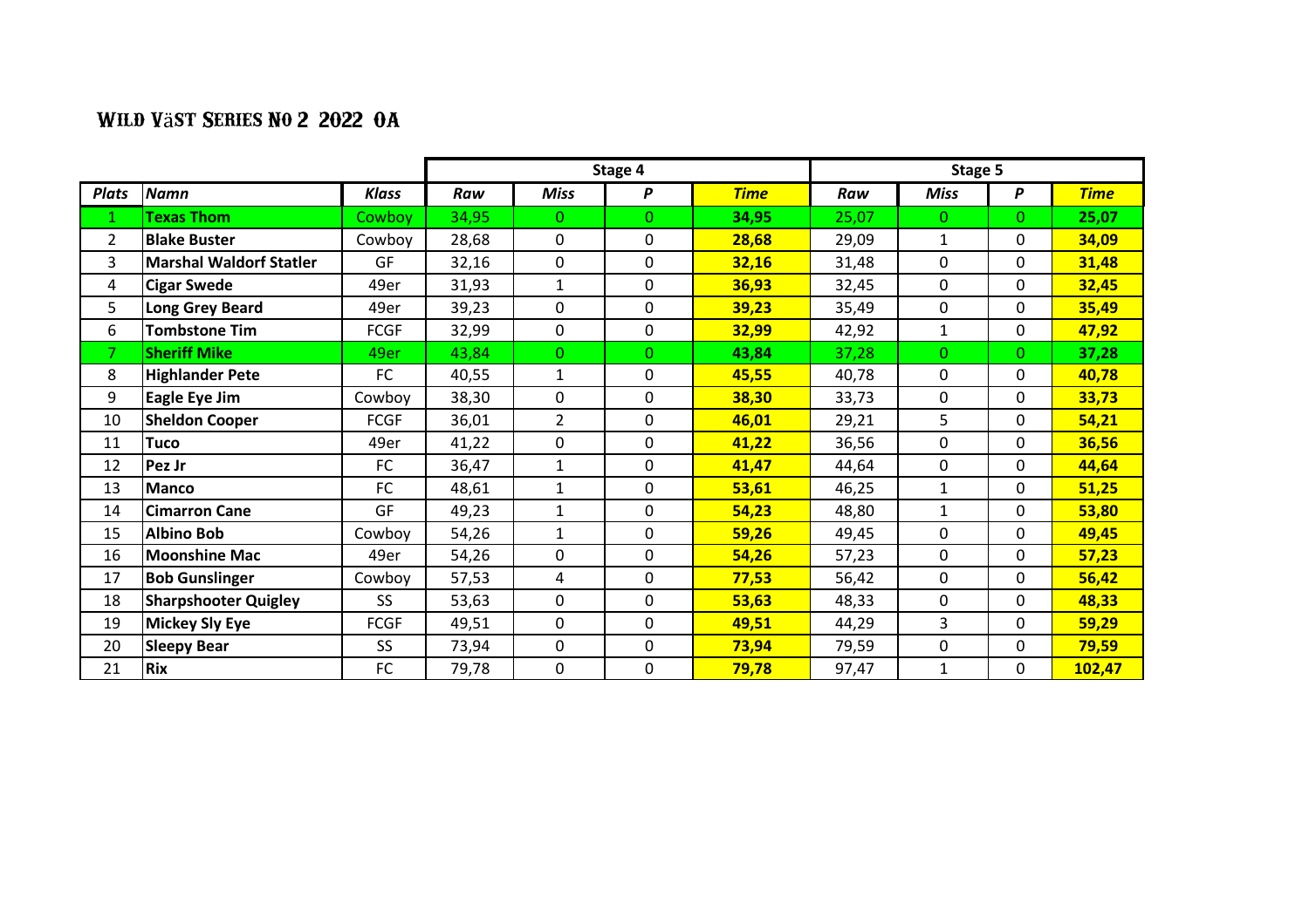# Wild Väst Series No 2 2022 0A

| | | | Stage 4 | | | | Stage 5 | | | |
|---|---|---|---|---|---|---|---|---|---|---|
| ***Plats*** | ***Namn*** | ***Klass*** | ***Raw*** | ***Miss*** | ***P*** | ***Time*** | ***Raw*** | ***Miss*** | ***P*** | ***Time*** |
| 1 | **Texas Thom** | Cowboy | 34,95 | 0 | 0 | **34,95** | 25,07 | 0 | 0 | **25,07** |
| 2 | **Blake Buster** | Cowboy | 28,68 | 0 | 0 | **28,68** | 29,09 | 1 | 0 | **34,09** |
| 3 | **Marshal Waldorf Statler** | GF | 32,16 | 0 | 0 | **32,16** | 31,48 | 0 | 0 | **31,48** |
| 4 | **Cigar Swede** | 49er | 31,93 | 1 | 0 | **36,93** | 32,45 | 0 | 0 | **32,45** |
| 5 | **Long Grey Beard** | 49er | 39,23 | 0 | 0 | **39,23** | 35,49 | 0 | 0 | **35,49** |
| 6 | **Tombstone Tim** | FCGF | 32,99 | 0 | 0 | **32,99** | 42,92 | 1 | 0 | **47,92** |
| 7 | **Sheriff Mike** | 49er | 43,84 | 0 | 0 | **43,84** | 37,28 | 0 | 0 | **37,28** |
| 8 | **Highlander Pete** | FC | 40,55 | 1 | 0 | **45,55** | 40,78 | 0 | 0 | **40,78** |
| 9 | **Eagle Eye Jim** | Cowboy | 38,30 | 0 | 0 | **38,30** | 33,73 | 0 | 0 | **33,73** |
| 10 | **Sheldon Cooper** | FCGF | 36,01 | 2 | 0 | **46,01** | 29,21 | 5 | 0 | **54,21** |
| 11 | **Tuco** | 49er | 41,22 | 0 | 0 | **41,22** | 36,56 | 0 | 0 | **36,56** |
| 12 | **Pez Jr** | FC | 36,47 | 1 | 0 | **41,47** | 44,64 | 0 | 0 | **44,64** |
| 13 | **Manco** | FC | 48,61 | 1 | 0 | **53,61** | 46,25 | 1 | 0 | **51,25** |
| 14 | **Cimarron Cane** | GF | 49,23 | 1 | 0 | **54,23** | 48,80 | 1 | 0 | **53,80** |
| 15 | **Albino Bob** | Cowboy | 54,26 | 1 | 0 | **59,26** | 49,45 | 0 | 0 | **49,45** |
| 16 | **Moonshine Mac** | 49er | 54,26 | 0 | 0 | **54,26** | 57,23 | 0 | 0 | **57,23** |
| 17 | **Bob Gunslinger** | Cowboy | 57,53 | 4 | 0 | **77,53** | 56,42 | 0 | 0 | **56,42** |
| 18 | **Sharpshooter Quigley** | SS | 53,63 | 0 | 0 | **53,63** | 48,33 | 0 | 0 | **48,33** |
| 19 | **Mickey Sly Eye** | FCGF | 49,51 | 0 | 0 | **49,51** | 44,29 | 3 | 0 | **59,29** |
| 20 | **Sleepy Bear** | SS | 73,94 | 0 | 0 | **73,94** | 79,59 | 0 | 0 | **79,59** |
| 21 | **Rix** | FC | 79,78 | 0 | 0 | **79,78** | 97,47 | 1 | 0 | **102,47** |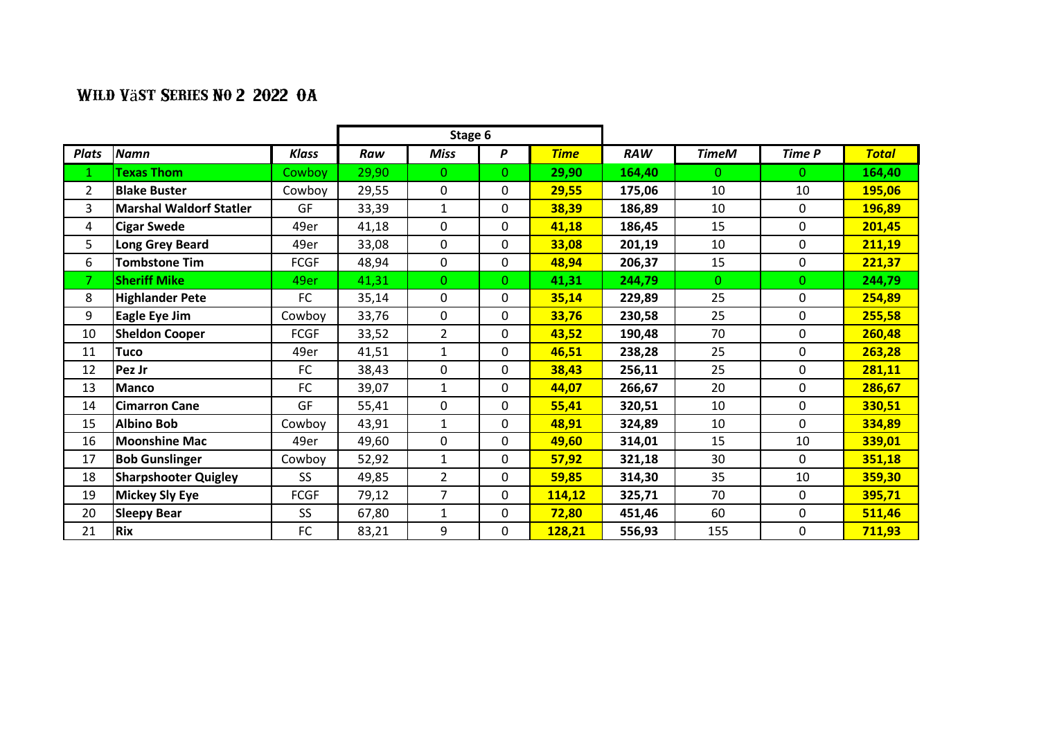# Wild Väst Series No 2 2022 OA

| | | | Stage 6 | | | | | | | |
|---|---|---|---|---|---|---|---|---|---|---|
| **Plats** | **Namn** | **Klass** | **Raw** | **Miss** | **P** | **Time** | **RAW** | **TimeM** | **Time P** | **Total** |
| 1 | **Texas Thom** | Cowboy | 29,90 | 0 | 0 | **29,90** | **164,40** | 0 | 0 | **164,40** |
| 2 | **Blake Buster** | Cowboy | 29,55 | 0 | 0 | **29,55** | **175,06** | 10 | 10 | **195,06** |
| 3 | **Marshal Waldorf Statler** | GF | 33,39 | 1 | 0 | **38,39** | **186,89** | 10 | 0 | **196,89** |
| 4 | **Cigar Swede** | 49er | 41,18 | 0 | 0 | **41,18** | **186,45** | 15 | 0 | **201,45** |
| 5 | **Long Grey Beard** | 49er | 33,08 | 0 | 0 | **33,08** | **201,19** | 10 | 0 | **211,19** |
| 6 | **Tombstone Tim** | FCGF | 48,94 | 0 | 0 | **48,94** | **206,37** | 15 | 0 | **221,37** |
| 7 | **Sheriff Mike** | 49er | 41,31 | 0 | 0 | **41,31** | **244,79** | 0 | 0 | **244,79** |
| 8 | **Highlander Pete** | FC | 35,14 | 0 | 0 | **35,14** | **229,89** | 25 | 0 | **254,89** |
| 9 | **Eagle Eye Jim** | Cowboy | 33,76 | 0 | 0 | **33,76** | **230,58** | 25 | 0 | **255,58** |
| 10 | **Sheldon Cooper** | FCGF | 33,52 | 2 | 0 | **43,52** | **190,48** | 70 | 0 | **260,48** |
| 11 | **Tuco** | 49er | 41,51 | 1 | 0 | **46,51** | **238,28** | 25 | 0 | **263,28** |
| 12 | **Pez Jr** | FC | 38,43 | 0 | 0 | **38,43** | **256,11** | 25 | 0 | **281,11** |
| 13 | **Manco** | FC | 39,07 | 1 | 0 | **44,07** | **266,67** | 20 | 0 | **286,67** |
| 14 | **Cimarron Cane** | GF | 55,41 | 0 | 0 | **55,41** | **320,51** | 10 | 0 | **330,51** |
| 15 | **Albino Bob** | Cowboy | 43,91 | 1 | 0 | **48,91** | **324,89** | 10 | 0 | **334,89** |
| 16 | **Moonshine Mac** | 49er | 49,60 | 0 | 0 | **49,60** | **314,01** | 15 | 10 | **339,01** |
| 17 | **Bob Gunslinger** | Cowboy | 52,92 | 1 | 0 | **57,92** | **321,18** | 30 | 0 | **351,18** |
| 18 | **Sharpshooter Quigley** | SS | 49,85 | 2 | 0 | **59,85** | **314,30** | 35 | 10 | **359,30** |
| 19 | **Mickey Sly Eye** | FCGF | 79,12 | 7 | 0 | **114,12** | **325,71** | 70 | 0 | **395,71** |
| 20 | **Sleepy Bear** | SS | 67,80 | 1 | 0 | **72,80** | **451,46** | 60 | 0 | **511,46** |
| 21 | **Rix** | FC | 83,21 | 9 | 0 | **128,21** | **556,93** | 155 | 0 | **711,93** |